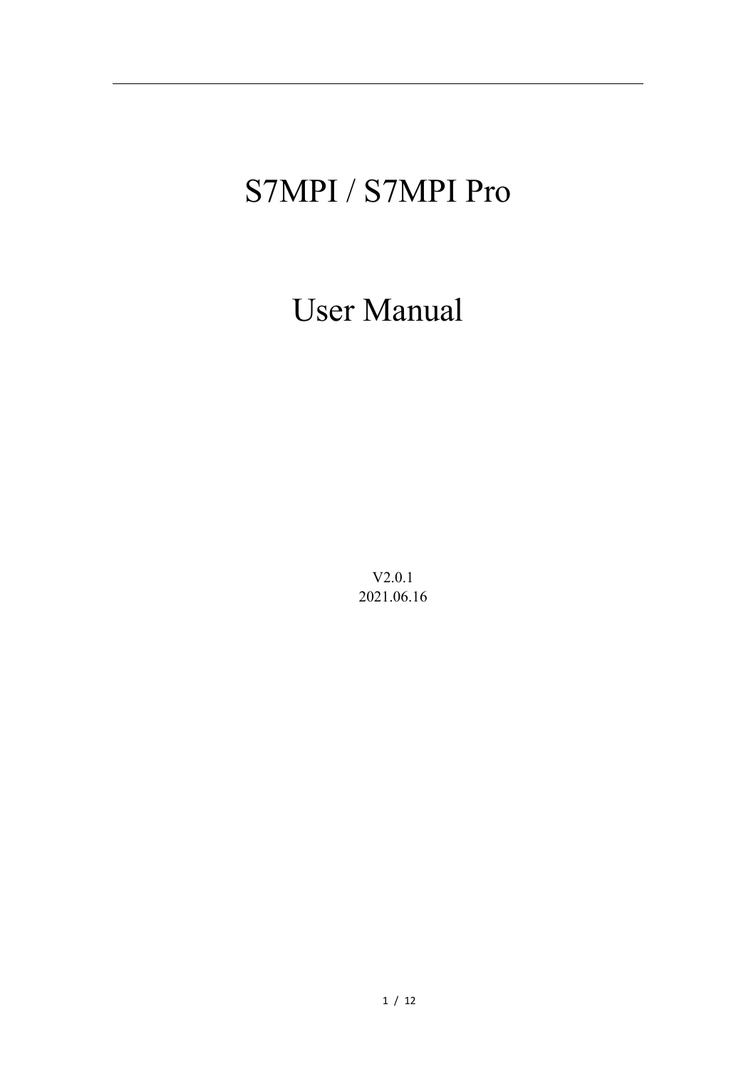# S7MPI / S7MPI Pro

# User Manual

V2.0.1

2021.06.16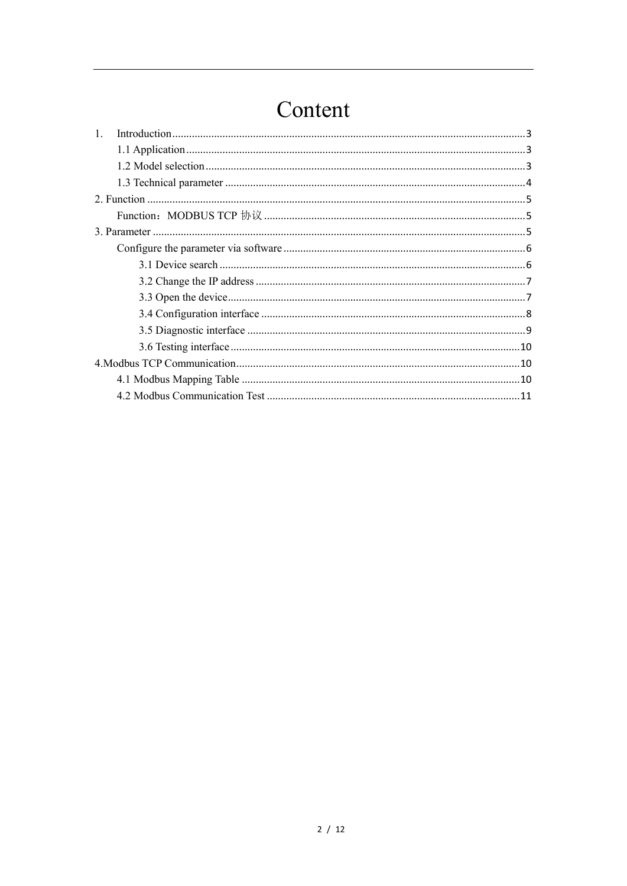# Content

1. Introduction .......................................................................................................................... 3
    - 1.1 Application ..................................................................................................................... 3
    - 1.2 Model selection ................................................................................................................ 3
    - 1.3 Technical parameter ........................................................................................................ 4

2. Function .................................................................................................................................. 5
    - Function：MODBUS TCP 协议 ........................................................................................... 5

3. Parameter ................................................................................................................................ 5
    - Configure the parameter via software ................................................................................... 6
        - 3.1 Device search ............................................................................................................. 6
        - 3.2 Change the IP address ................................................................................................ 7
        - 3.3 Open the device .......................................................................................................... 7
        - 3.4 Configuration interface .............................................................................................. 8
        - 3.5 Diagnostic interface ................................................................................................... 9
        - 3.6 Testing interface ....................................................................................................... 10

4. Modbus TCP Communication ................................................................................................ 10
    - 4.1 Modbus Mapping Table ................................................................................................. 10
    - 4.2 Modbus Communication Test ........................................................................................ 11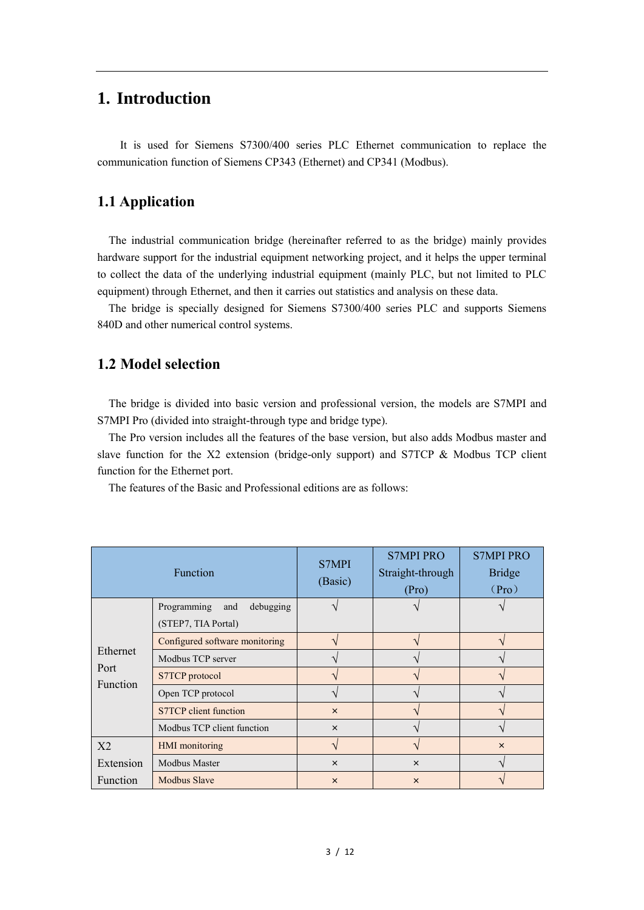# 1. Introduction

It is used for Siemens S7300/400 series PLC Ethernet communication to replace the communication function of Siemens CP343 (Ethernet) and CP341 (Modbus).

## 1.1 Application

The industrial communication bridge (hereinafter referred to as the bridge) mainly provides hardware support for the industrial equipment networking project, and it helps the upper terminal to collect the data of the underlying industrial equipment (mainly PLC, but not limited to PLC equipment) through Ethernet, and then it carries out statistics and analysis on these data.

The bridge is specially designed for Siemens S7300/400 series PLC and supports Siemens 840D and other numerical control systems.

## 1.2 Model selection

The bridge is divided into basic version and professional version, the models are S7MPI and S7MPI Pro (divided into straight-through type and bridge type).

The Pro version includes all the features of the base version, but also adds Modbus master and slave function for the X2 extension (bridge-only support) and S7TCP & Modbus TCP client function for the Ethernet port.

The features of the Basic and Professional editions are as follows:

| Function | | S7MPI (Basic) | S7MPI PRO Straight-through (Pro) | S7MPI PRO Bridge （Pro） |
|---|---|---|---|---|
| Ethernet Port Function | Programming and debugging (STEP7, TIA Portal) | √ | √ | √ |
| | Configured software monitoring | √ | √ | √ |
| | Modbus TCP server | √ | √ | √ |
| | S7TCP protocol | √ | √ | √ |
| | Open TCP protocol | √ | √ | √ |
| | S7TCP client function | × | √ | √ |
| | Modbus TCP client function | × | √ | √ |
| X2 Extension Function | HMI monitoring | √ | √ | × |
| | Modbus Master | × | × | √ |
| | Modbus Slave | × | × | √ |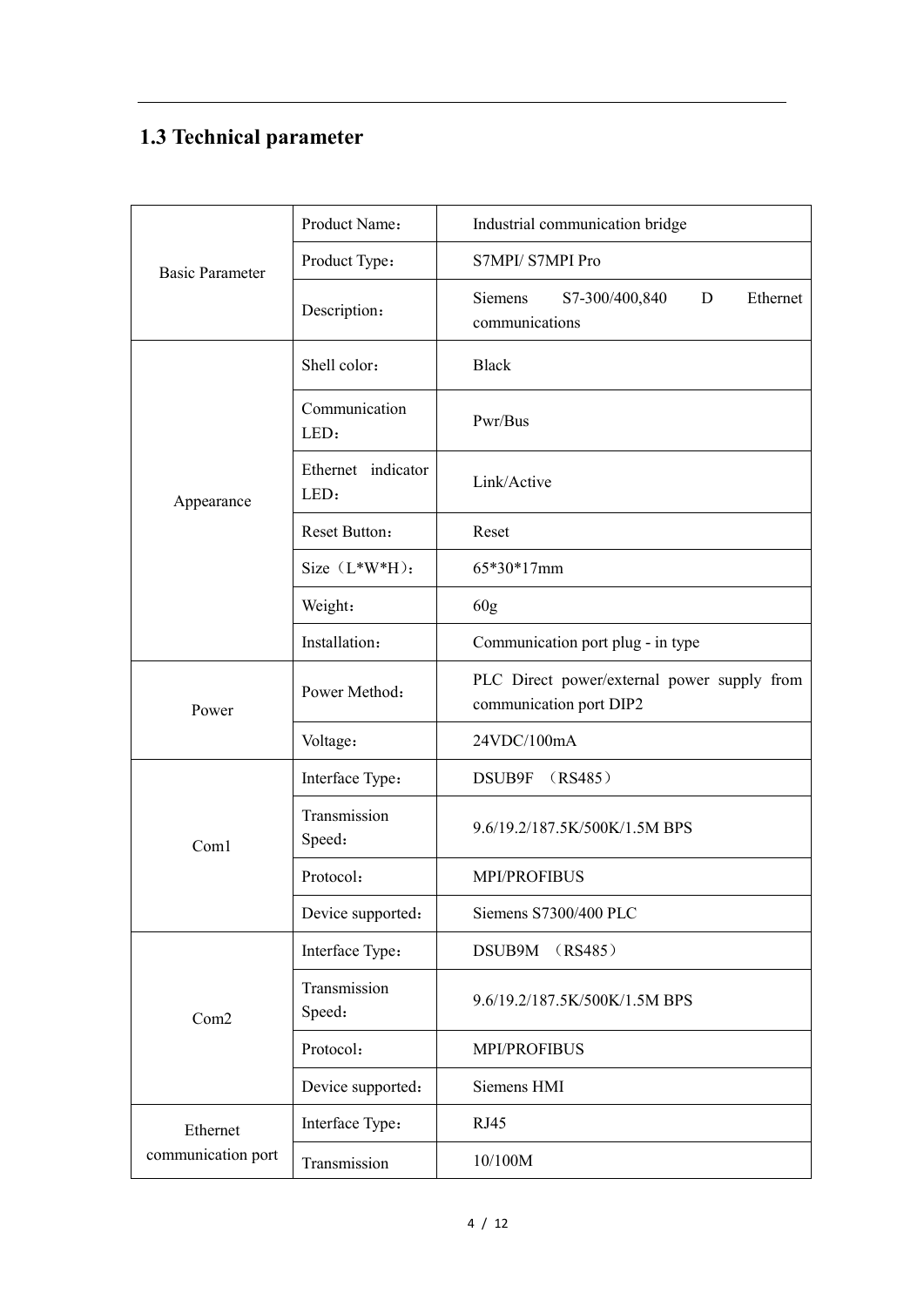## 1.3 Technical parameter

| | | |
|---|---|---|
| Basic Parameter | Product Name： | Industrial communication bridge |
| | Product Type： | S7MPI/ S7MPI Pro |
| | Description： | Siemens S7-300/400,840 D Ethernet communications |
| Appearance | Shell color： | Black |
| | Communication LED： | Pwr/Bus |
| | Ethernet indicator LED： | Link/Active |
| | Reset Button： | Reset |
| | Size（L*W*H）： | 65*30*17mm |
| | Weight： | 60g |
| | Installation： | Communication port plug - in type |
| Power | Power Method： | PLC Direct power/external power supply from communication port DIP2 |
| | Voltage： | 24VDC/100mA |
| Com1 | Interface Type： | DSUB9F （RS485） |
| | Transmission Speed： | 9.6/19.2/187.5K/500K/1.5M BPS |
| | Protocol： | MPI/PROFIBUS |
| | Device supported： | Siemens S7300/400 PLC |
| Com2 | Interface Type： | DSUB9M （RS485） |
| | Transmission Speed： | 9.6/19.2/187.5K/500K/1.5M BPS |
| | Protocol： | MPI/PROFIBUS |
| | Device supported： | Siemens HMI |
| Ethernet communication port | Interface Type： | RJ45 |
| | Transmission | 10/100M |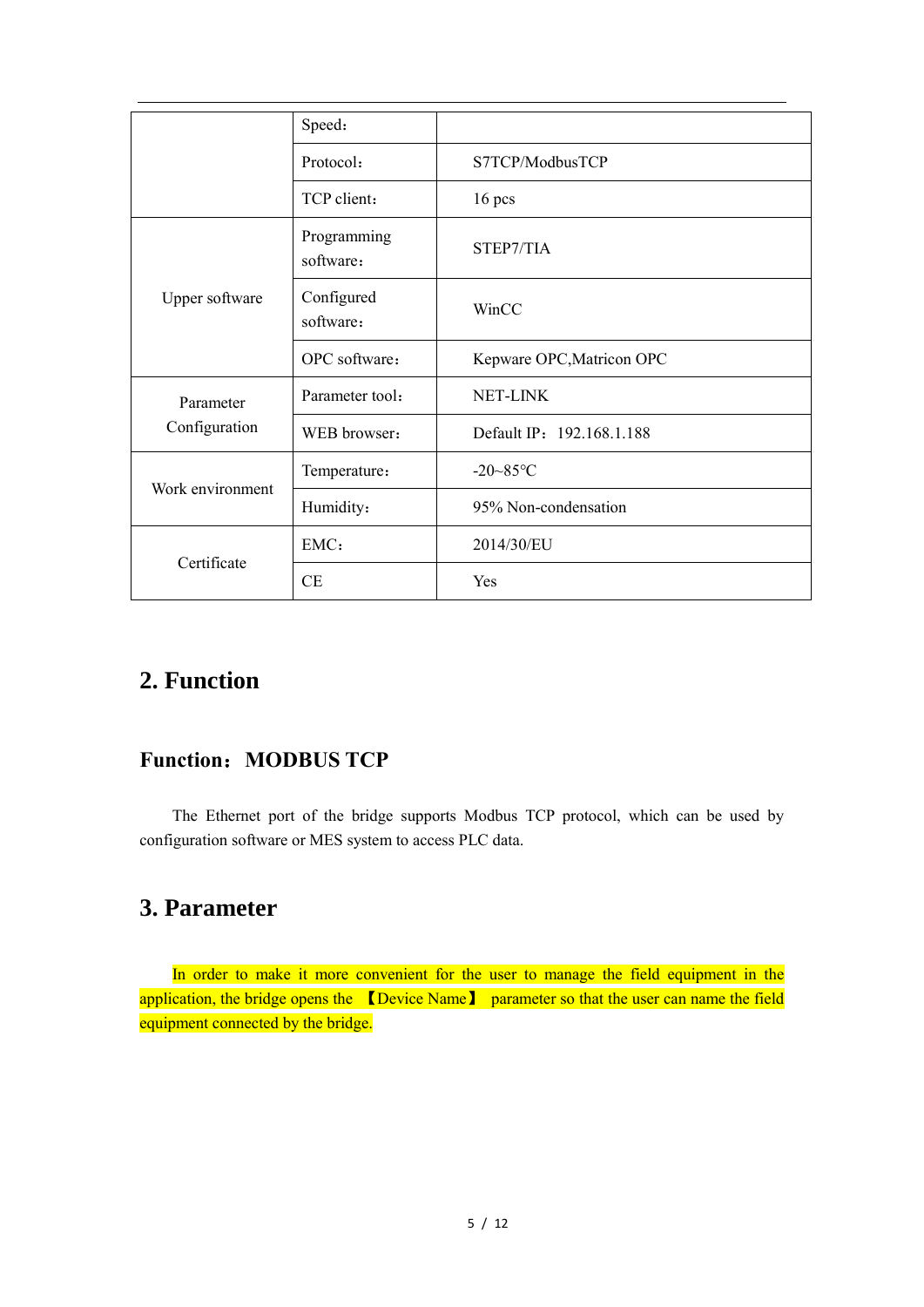| | | |
|---|---|---|
| | Speed： | |
| | Protocol： | S7TCP/ModbusTCP |
| | TCP client： | 16 pcs |
| Upper software | Programming software： | STEP7/TIA |
| | Configured software： | WinCC |
| | OPC software： | Kepware OPC,Matricon OPC |
| Parameter Configuration | Parameter tool： | NET-LINK |
| | WEB browser： | Default IP：192.168.1.188 |
| Work environment | Temperature： | -20~85℃ |
| | Humidity： | 95% Non-condensation |
| Certificate | EMC： | 2014/30/EU |
| | CE | Yes |

## 2. Function

### Function：MODBUS TCP

The Ethernet port of the bridge supports Modbus TCP protocol, which can be used by configuration software or MES system to access PLC data.

## 3. Parameter

In order to make it more convenient for the user to manage the field equipment in the application, the bridge opens the 【Device Name】 parameter so that the user can name the field equipment connected by the bridge.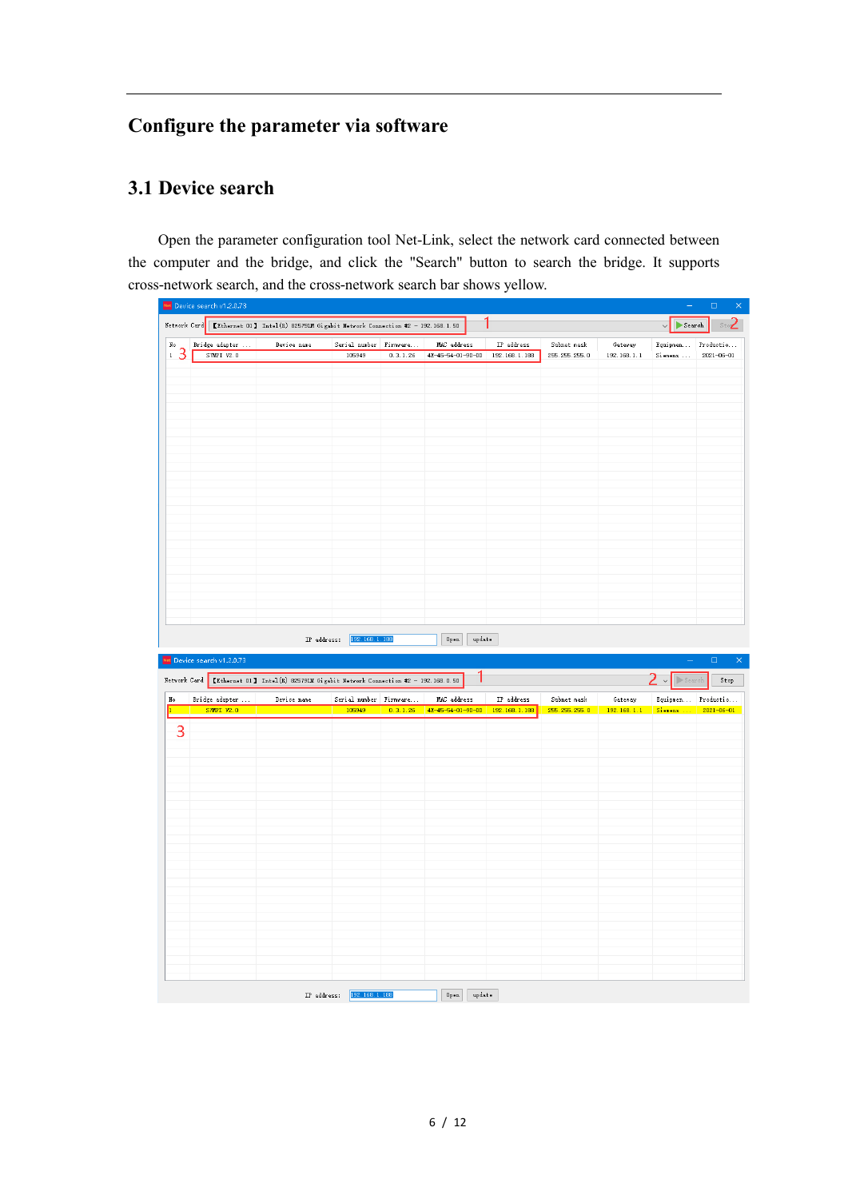## Configure the parameter via software

### 3.1 Device search

Open the parameter configuration tool Net-Link, select the network card connected between the computer and the bridge, and click the "Search" button to search the bridge. It supports cross-network search, and the cross-network search bar shows yellow.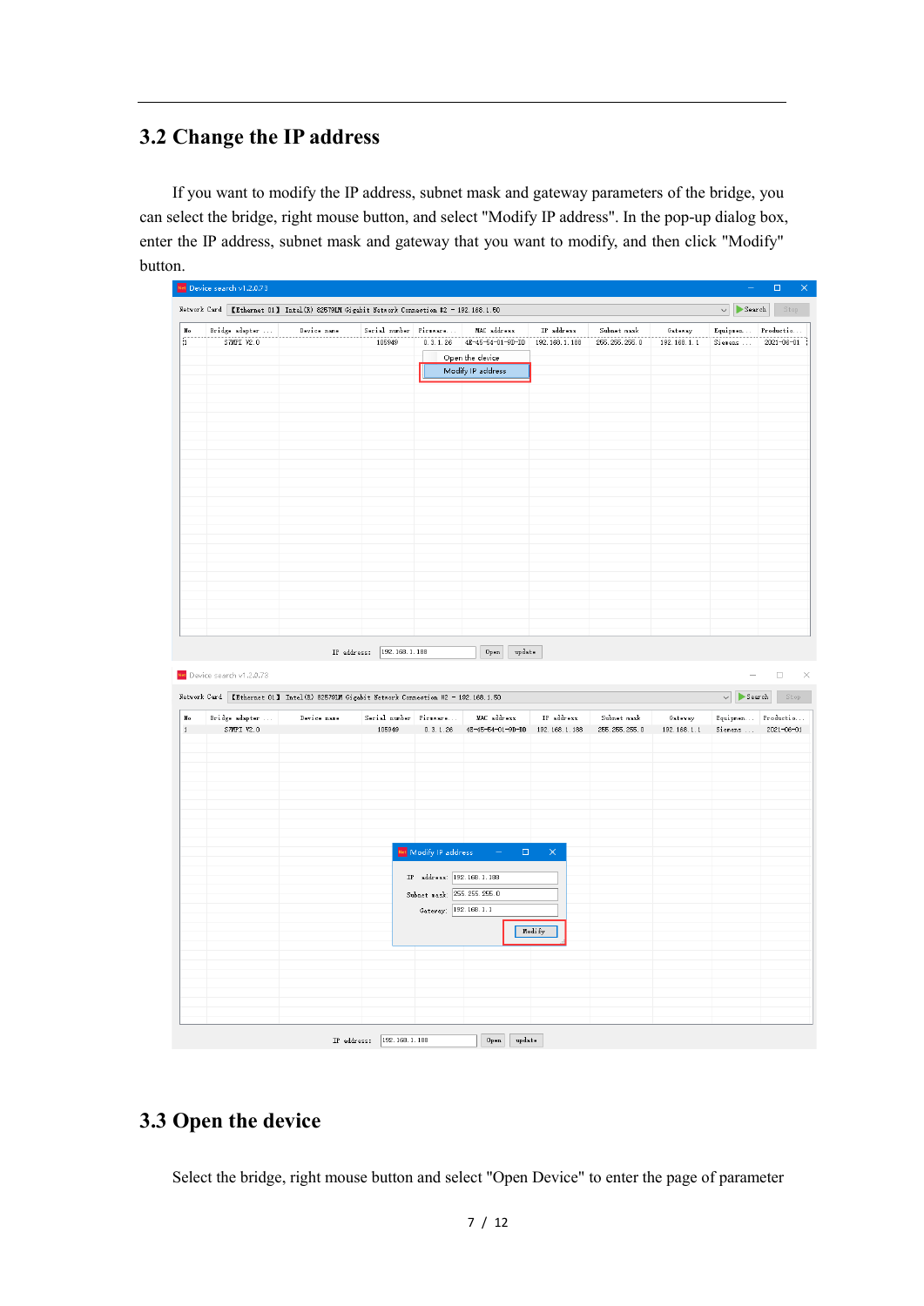## 3.2 Change the IP address

If you want to modify the IP address, subnet mask and gateway parameters of the bridge, you can select the bridge, right mouse button, and select "Modify IP address". In the pop-up dialog box, enter the IP address, subnet mask and gateway that you want to modify, and then click "Modify" button.

## 3.3 Open the device

Select the bridge, right mouse button and select "Open Device" to enter the page of parameter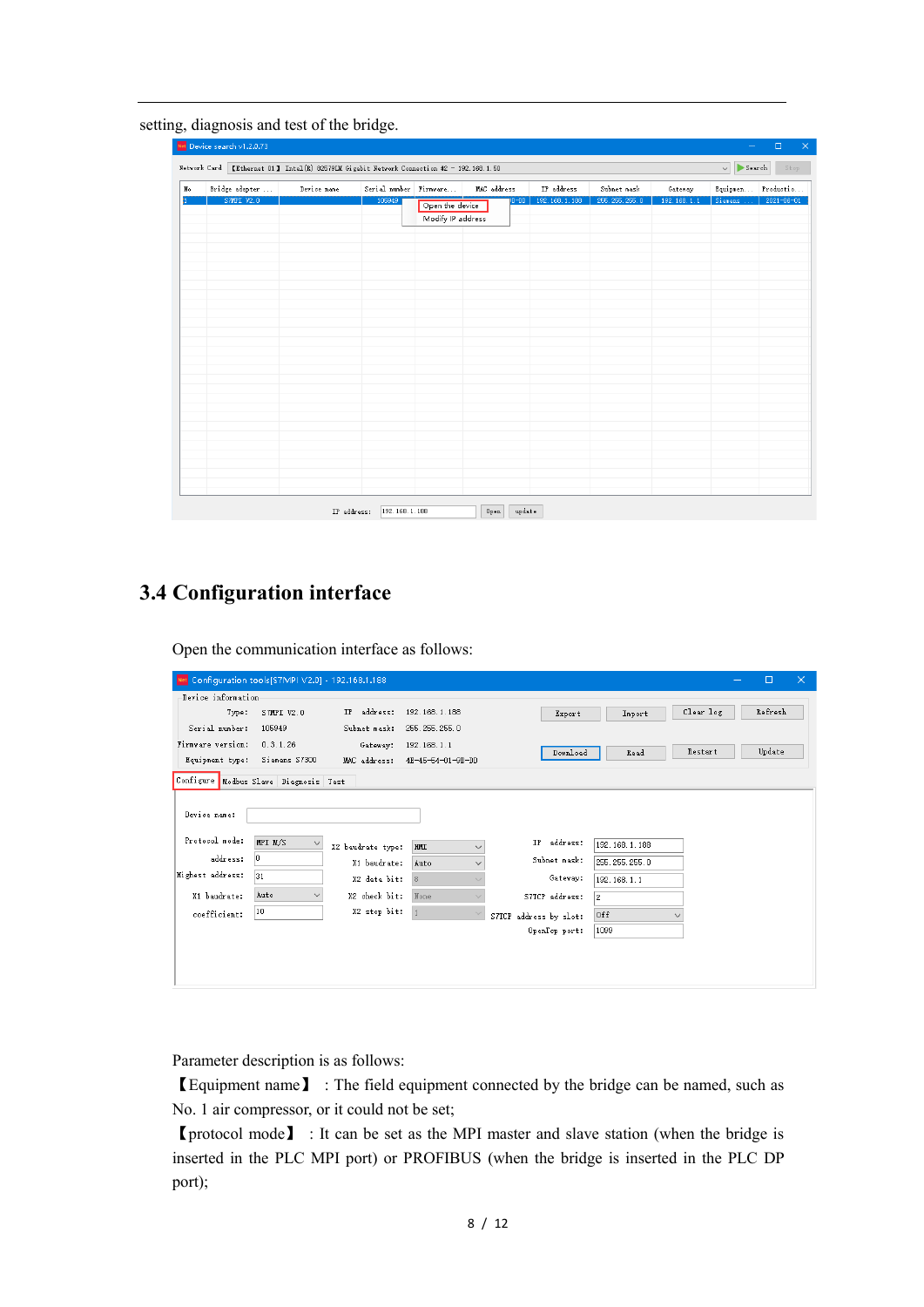setting, diagnosis and test of the bridge.

## 3.4 Configuration interface

Open the communication interface as follows:

Parameter description is as follows:

【Equipment name】 : The field equipment connected by the bridge can be named, such as No. 1 air compressor, or it could not be set;

【protocol mode】 : It can be set as the MPI master and slave station (when the bridge is inserted in the PLC MPI port) or PROFIBUS (when the bridge is inserted in the PLC DP port);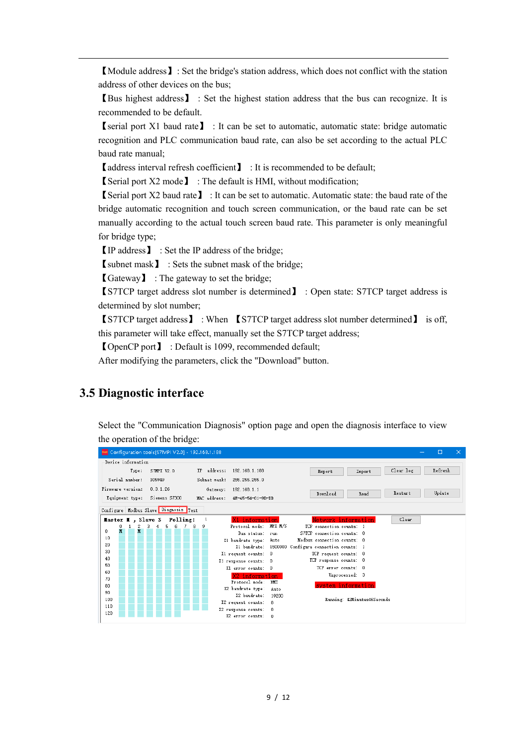【Module address】: Set the bridge's station address, which does not conflict with the station address of other devices on the bus;

【Bus highest address】: Set the highest station address that the bus can recognize. It is recommended to be default.

【serial port X1 baud rate】: It can be set to automatic, automatic state: bridge automatic recognition and PLC communication baud rate, can also be set according to the actual PLC baud rate manual;

【address interval refresh coefficient】: It is recommended to be default;

【Serial port X2 mode】: The default is HMI, without modification;

【Serial port X2 baud rate】: It can be set to automatic. Automatic state: the baud rate of the bridge automatic recognition and touch screen communication, or the baud rate can be set manually according to the actual touch screen baud rate. This parameter is only meaningful for bridge type;

【IP address】: Set the IP address of the bridge;

【subnet mask】: Sets the subnet mask of the bridge;

【Gateway】: The gateway to set the bridge;

【S7TCP target address slot number is determined】: Open state: S7TCP target address is determined by slot number;

【S7TCP target address】: When 【S7TCP target address slot number determined】 is off, this parameter will take effect, manually set the S7TCP target address;

【OpenCP port】: Default is 1099, recommended default;

After modifying the parameters, click the "Download" button.

## 3.5 Diagnostic interface

Select the "Communication Diagnosis" option page and open the diagnosis interface to view the operation of the bridge: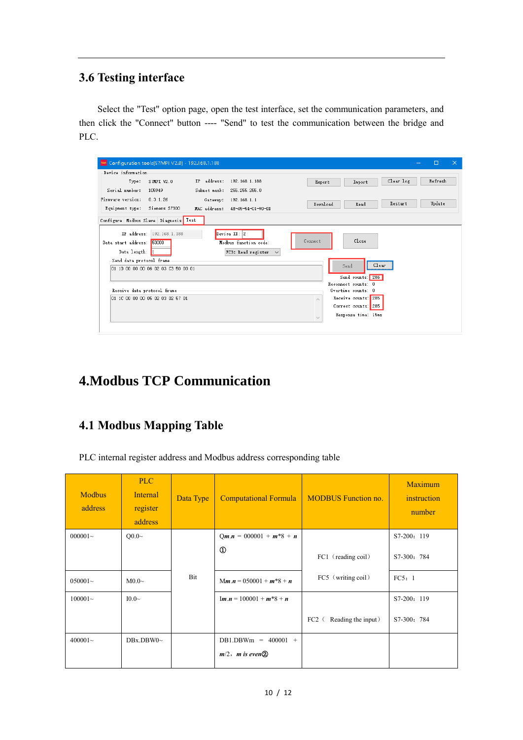## 3.6 Testing interface

Select the "Test" option page, open the test interface, set the communication parameters, and then click the "Connect" button ---- "Send" to test the communication between the bridge and PLC.

# 4.Modbus TCP Communication

## 4.1 Modbus Mapping Table

PLC internal register address and Modbus address corresponding table

| Modbus address | PLC Internal register address | Data Type | Computational Formula | MODBUS Function no. | Maximum instruction number |
|---|---|---|---|---|---|
| 000001~ | Q0.0~ | Bit | Q*m*.*n* = 000001 + *m*\*8 + *n* ① | FC1（reading coil） FC5（writing coil） | S7-200：119 S7-300：784 |
| 050001~ | M0.0~ | | M*m*.*n* = 050001 + *m*\*8 + *n* | | FC5：1 |
| 100001~ | I0.0~ | | I*m*.*n* = 100001 + *m*\*8 + *n* | FC2（ Reading the input） | S7-200：119 S7-300：784 |
| 400001~ | DBx.DBW0~ | | DB1.DBW*m* = 400001 + *m*/2，*m is even*② | | |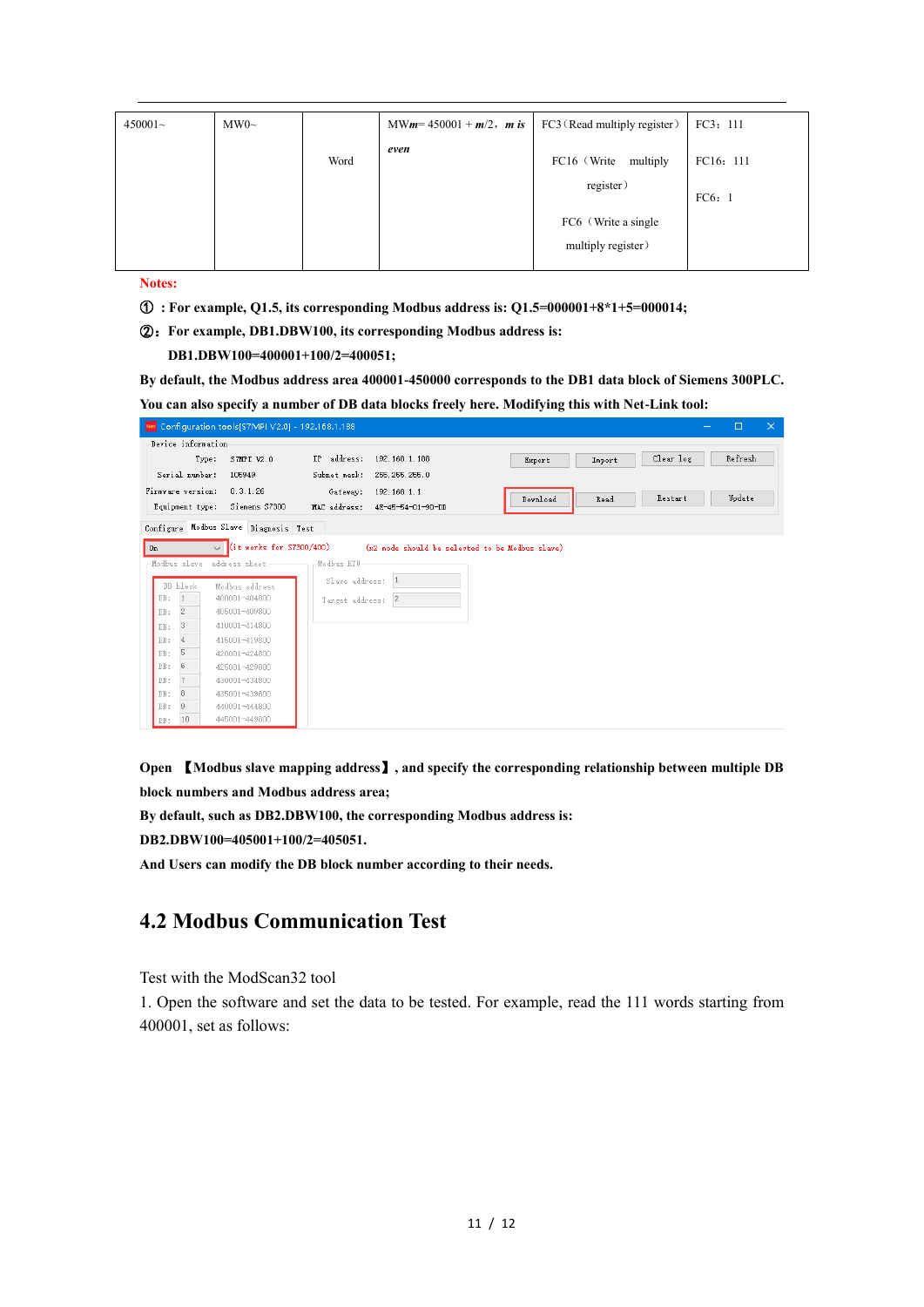| 450001~ | MW0~ | Word | MW*m*= 450001 + *m*/2，*m is even* | FC3（Read multiply register）<br>FC16（Write multiply register）<br>FC6（Write a single multiply register） | FC3：111<br>FC16：111<br>FC6：1 |
|---|---|---|---|---|---|

**Notes:**

**①：For example, Q1.5, its corresponding Modbus address is: Q1.5=000001+8*1+5=000014;**

**②：For example, DB1.DBW100, its corresponding Modbus address is:**

**DB1.DBW100=400001+100/2=400051;**

**By default, the Modbus address area 400001-450000 corresponds to the DB1 data block of Siemens 300PLC.**

**You can also specify a number of DB data blocks freely here. Modifying this with Net-Link tool:**

**Open 【Modbus slave mapping address】, and specify the corresponding relationship between multiple DB block numbers and Modbus address area;**

**By default, such as DB2.DBW100, the corresponding Modbus address is:**

**DB2.DBW100=405001+100/2=405051.**

**And Users can modify the DB block number according to their needs.**

## 4.2 Modbus Communication Test

Test with the ModScan32 tool

1. Open the software and set the data to be tested. For example, read the 111 words starting from 400001, set as follows: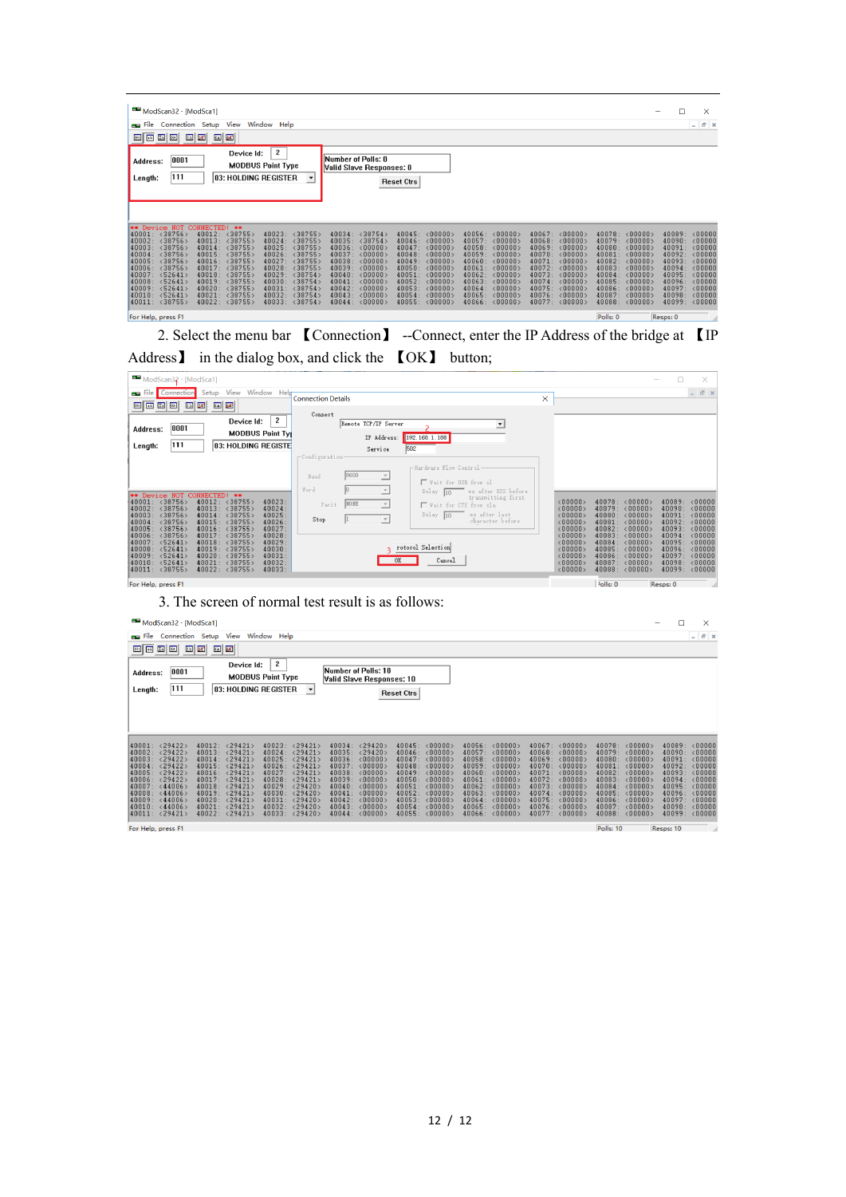2. Select the menu bar 【Connection】 --Connect, enter the IP Address of the bridge at 【IP Address】 in the dialog box, and click the 【OK】 button;

3. The screen of normal test result is as follows: